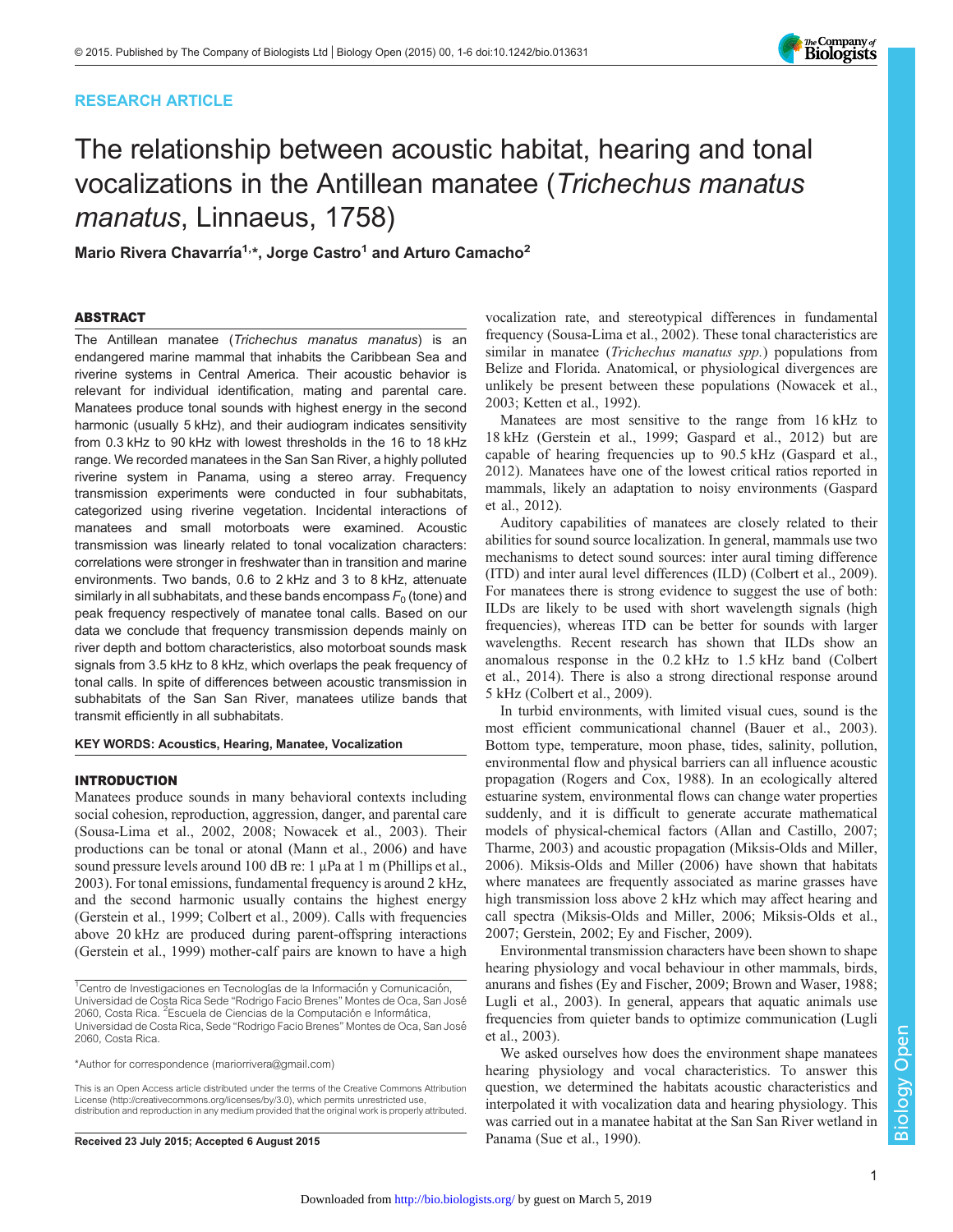RESEARCH ARTICLE

# The relationship between acoustic habitat, hearing and tonal vocalizations in the Antillean manatee (*Trichechus manatus manatus*, Linnaeus, 1758)

**Mario Rivera Chavarría[1,*], Jorge Castro[1] and Arturo Camacho[2]**

## ABSTRACT

The Antillean manatee (*Trichechus manatus manatus*) is an endangered marine mammal that inhabits the Caribbean Sea and riverine systems in Central America. Their acoustic behavior is relevant for individual identification, mating and parental care. Manatees produce tonal sounds with highest energy in the second harmonic (usually 5 kHz), and their audiogram indicates sensitivity from 0.3 kHz to 90 kHz with lowest thresholds in the 16 to 18 kHz range. We recorded manatees in the San San River, a highly polluted riverine system in Panama, using a stereo array. Frequency transmission experiments were conducted in four subhabitats, categorized using riverine vegetation. Incidental interactions of manatees and small motorboats were examined. Acoustic transmission was linearly related to tonal vocalization characters: correlations were stronger in freshwater than in transition and marine environments. Two bands, 0.6 to 2 kHz and 3 to 8 kHz, attenuate similarly in all subhabitats, and these bands encompass $F_0$ (tone) and peak frequency respectively of manatee tonal calls. Based on our data we conclude that frequency transmission depends mainly on river depth and bottom characteristics, also motorboat sounds mask signals from 3.5 kHz to 8 kHz, which overlaps the peak frequency of tonal calls. In spite of differences between acoustic transmission in subhabitats of the San San River, manatees utilize bands that transmit efficiently in all subhabitats.

**KEY WORDS: Acoustics, Hearing, Manatee, Vocalization**

## INTRODUCTION

Manatees produce sounds in many behavioral contexts including social cohesion, reproduction, aggression, danger, and parental care (Sousa-Lima et al., 2002, 2008; Nowacek et al., 2003). Their productions can be tonal or atonal (Mann et al., 2006) and have sound pressure levels around 100 dB re: 1 µPa at 1 m (Phillips et al., 2003). For tonal emissions, fundamental frequency is around 2 kHz, and the second harmonic usually contains the highest energy (Gerstein et al., 1999; Colbert et al., 2009). Calls with frequencies above 20 kHz are produced during parent-offspring interactions (Gerstein et al., 1999) mother-calf pairs are known to have a high vocalization rate, and stereotypical differences in fundamental frequency (Sousa-Lima et al., 2002). These tonal characteristics are similar in manatee (*Trichechus spp.*) populations from Belize and Florida. Anatomical, or physiological divergences are unlikely be present between these populations (Nowacek et al., 2003; Ketten et al., 1992).

Manatees are most sensitive to the range from 16 kHz to 18 kHz (Gerstein et al., 1999; Gaspard et al., 2012) but are capable of hearing frequencies up to 90.5 kHz (Gaspard et al., 2012). Manatees have one of the lowest critical ratios reported in mammals, likely an adaptation to noisy environments (Gaspard et al., 2012).

Auditory capabilities of manatees are closely related to their abilities for sound source localization. In general, mammals use two mechanisms to detect sound sources: inter aural timing difference (ITD) and inter aural level differences (ILD) (Colbert et al., 2009). For manatees there is strong evidence to suggest the use of both: ILDs are likely to be used with short wavelength signals (high frequencies), whereas ITD can be better for sounds with larger wavelengths. Recent research has shown that ILDs show an anomalous response in the 0.2 kHz to 1.5 kHz band (Colbert et al., 2014). There is also a strong directional response around 5 kHz (Colbert et al., 2009).

In turbid environments, with limited visual cues, sound is the most efficient communicational channel (Bauer et al., 2003). Bottom type, temperature, moon phase, tides, salinity, pollution, environmental flow and physical barriers can all influence acoustic propagation (Rogers and Cox, 1988). In an ecologically altered estuarine system, environmental flows can change water properties suddenly, and it is difficult to generate accurate mathematical models of physical-chemical factors (Allan and Castillo, 2007; Tharme, 2003) and acoustic propagation (Miksis-Olds and Miller, 2006). Miksis-Olds and Miller (2006) have shown that habitats where manatees are frequently associated as marine grasses have high transmission loss above 2 kHz which may affect hearing and call spectra (Miksis-Olds and Miller, 2006; Miksis-Olds et al., 2007; Gerstein, 2002; Ey and Fischer, 2009).

Environmental transmission characters have been shown to shape hearing physiology and vocal behaviour in other mammals, birds, anurans and fishes (Ey and Fischer, 2009; Brown and Waser, 1988; Lugli et al., 2003). In general, appears that aquatic animals use frequencies from quieter bands to optimize communication (Lugli et al., 2003).

We asked ourselves how does the environment shape manatees hearing physiology and vocal characteristics. To answer this question, we determined the habitats acoustic characteristics and interpolated it with vocalization data and hearing physiology. This was carried out in a manatee habitat at the San San River wetland in Panama (Sue et al., 1990).

[1]Centro de Investigaciones en Tecnologías de la Información y Comunicación, Universidad de Costa Rica Sede "Rodrigo Facio Brenes" Montes de Oca, San José 2060, Costa Rica. [2]Escuela de Ciencias de la Computación e Informática, Universidad de Costa Rica, Sede "Rodrigo Facio Brenes" Montes de Oca, San José 2060, Costa Rica.

*Author for correspondence (mariorrivera@gmail.com)

This is an Open Access article distributed under the terms of the Creative Commons Attribution License (http://creativecommons.org/licenses/by/3.0), which permits unrestricted use, distribution and reproduction in any medium provided that the original work is properly attributed.

**Received 23 July 2015; Accepted 6 August 2015**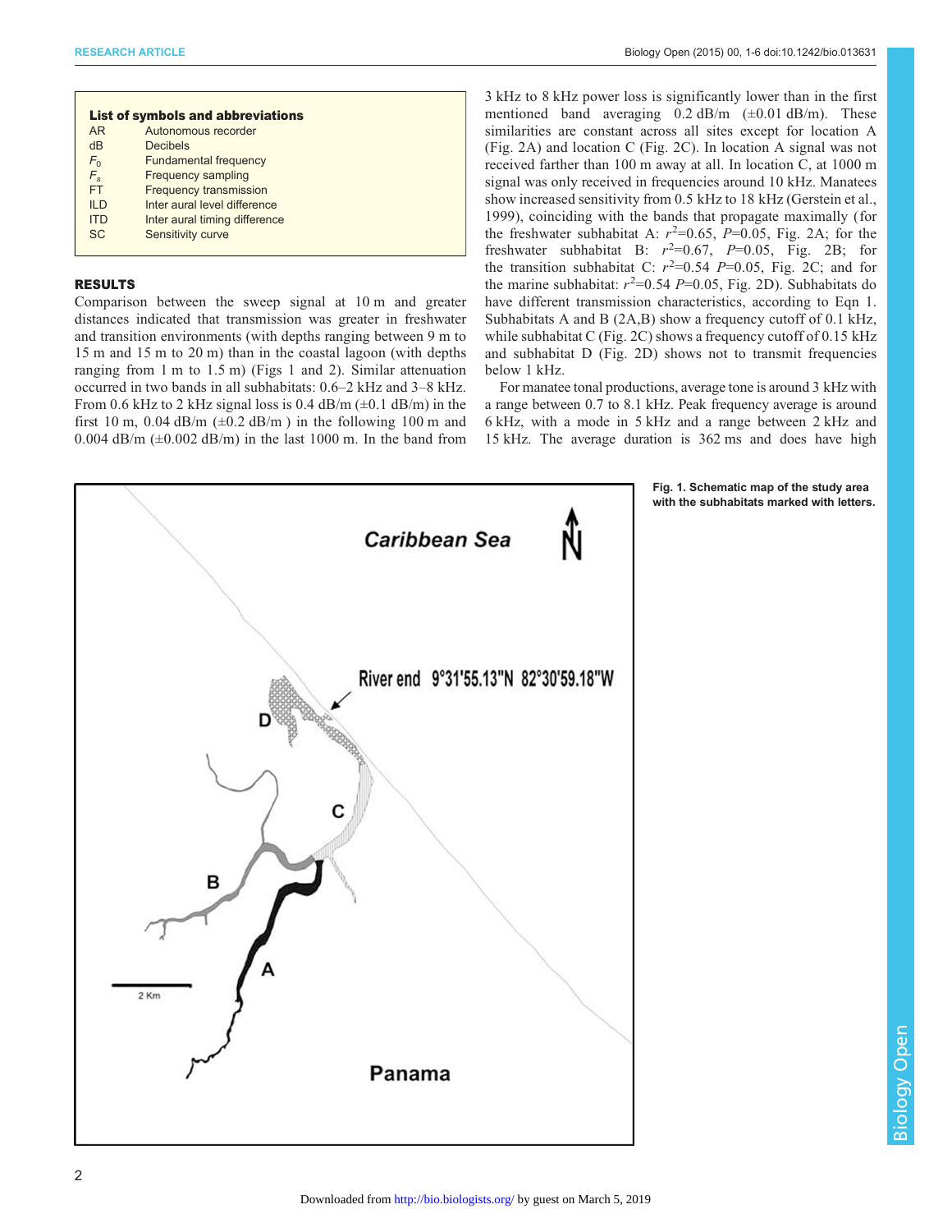**List of symbols and abbreviations**

| | |
|---|---|
| AR | Autonomous recorder |
| dB | Decibels |
| $F_0$ | Fundamental frequency |
| $F_s$ | Frequency sampling |
| FT | Frequency transmission |
| ILD | Inter aural level difference |
| ITD | Inter aural timing difference |
| SC | Sensitivity curve |

## RESULTS

Comparison between the sweep signal at 10 m and greater distances indicated that transmission was greater in freshwater and transition environments (with depths ranging between 9 m to 15 m and 15 m to 20 m) than in the coastal lagoon (with depths ranging from 1 m to 1.5 m) (Figs 1 and 2). Similar attenuation occurred in two bands in all subhabitats: 0.6–2 kHz and 3–8 kHz. From 0.6 kHz to 2 kHz signal loss is 0.4 dB/m (±0.1 dB/m) in the first 10 m, 0.04 dB/m (±0.2 dB/m ) in the following 100 m and 0.004 dB/m (±0.002 dB/m) in the last 1000 m. In the band from 3 kHz to 8 kHz power loss is significantly lower than in the first mentioned band averaging 0.2 dB/m (±0.01 dB/m). These similarities are constant across all sites except for location A (Fig. 2A) and location C (Fig. 2C). In location A signal was not received farther than 100 m away at all. In location C, at 1000 m signal was only received in frequencies around 10 kHz. Manatees show increased sensitivity from 0.5 kHz to 18 kHz (Gerstein et al., 1999), coinciding with the bands that propagate maximally (for the freshwater subhabitat A: $r^2$=0.65, $P$=0.05, Fig. 2A; for the freshwater subhabitat B: $r^2$=0.67, $P$=0.05, Fig. 2B; for the transition subhabitat C: $r^2$=0.54 $P$=0.05, Fig. 2C; and for the marine subhabitat: $r^2$=0.54 $P$=0.05, Fig. 2D). Subhabitats do have different transmission characteristics, according to Eqn 1. Subhabitats A and B (2A,B) show a frequency cutoff of 0.1 kHz, while subhabitat C (Fig. 2C) shows a frequency cutoff of 0.15 kHz and subhabitat D (Fig. 2D) shows not to transmit frequencies below 1 kHz.

For manatee tonal productions, average tone is around 3 kHz with a range between 0.7 to 8.1 kHz. Peak frequency average is around 6 kHz, with a mode in 5 kHz and a range between 2 kHz and 15 kHz. The average duration is 362 ms and does have high

**Fig. 1. Schematic map of the study area with the subhabitats marked with letters.**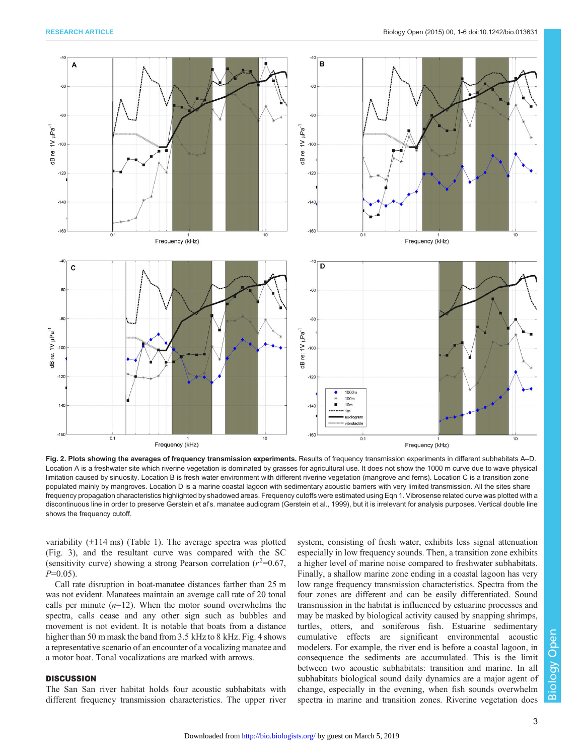**Fig. 2. Plots showing the averages of frequency transmission experiments.** Results of frequency transmission experiments in different subhabitats A–D. Location A is a freshwater site which riverine vegetation is dominated by grasses for agricultural use. It does not show the 1000 m curve due to wave physical limitation caused by sinuosity. Location B is fresh water environment with different riverine vegetation (mangrove and ferns). Location C is a transition zone populated mainly by mangroves. Location D is a marine coastal lagoon with sedimentary acoustic barriers with very limited transmission. All the sites share frequency propagation characteristics highlighted by shadowed areas. Frequency cutoffs were estimated using Eqn 1. Vibrosense related curve was plotted with a discontinuous line in order to preserve Gerstein et al's. manatee audiogram (Gerstein et al., 1999), but it is irrelevant for analysis purposes. Vertical double line shows the frequency cutoff.

variability (±114 ms) (Table 1). The average spectra was plotted (Fig. 3), and the resultant curve was compared with the SC (sensitivity curve) showing a strong Pearson correlation ($r^2$=0.67, $P$=0.05).

Call rate disruption in boat-manatee distances farther than 25 m was not evident. Manatees maintain an average call rate of 20 tonal calls per minute ($n$=12). When the motor sound overwhelms the spectra, calls cease and any other sign such as bubbles and movement is not evident. It is notable that boats from a distance higher than 50 m mask the band from 3.5 kHz to 8 kHz. Fig. 4 shows a representative scenario of an encounter of a vocalizing manatee and a motor boat. Tonal vocalizations are marked with arrows.

## DISCUSSION

The San San river habitat holds four acoustic subhabitats with different frequency transmission characteristics. The upper river system, consisting of fresh water, exhibits less signal attenuation especially in low frequency sounds. Then, a transition zone exhibits a higher level of marine noise compared to freshwater subhabitats. Finally, a shallow marine zone ending in a coastal lagoon has very low range frequency transmission characteristics. Spectra from the four zones are different and can be easily differentiated. Sound transmission in the habitat is influenced by estuarine processes and may be masked by biological activity caused by snapping shrimps, turtles, otters, and soniferous fish. Estuarine sedimentary cumulative effects are significant environmental acoustic modelers. For example, the river end is before a coastal lagoon, in consequence the sediments are accumulated. This is the limit between two acoustic subhabitats: transition and marine. In all subhabitats biological sound daily dynamics are a major agent of change, especially in the evening, when fish sounds overwhelm spectra in marine and transition zones. Riverine vegetation does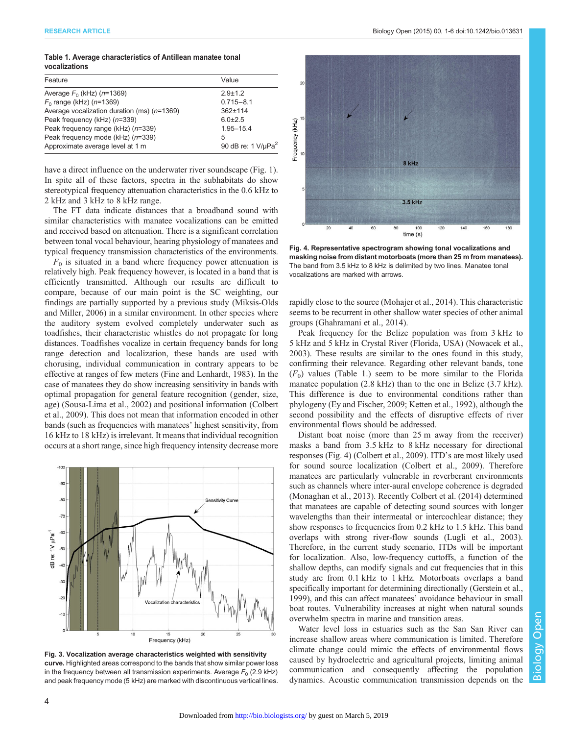**Table 1. Average characteristics of Antillean manatee tonal vocalizations**

| Feature | Value |
| --- | --- |
| Average $F_0$ (kHz) ($n$=1369) | 2.9±1.2 |
| $F_0$ range (kHz) ($n$=1369) | 0.715–8.1 |
| Average vocalization duration (ms) ($n$=1369) | 362±114 |
| Peak frequency (kHz) ($n$=339) | 6.0±2.5 |
| Peak frequency range (kHz) ($n$=339) | 1.95–15.4 |
| Peak frequency mode (kHz) ($n$=339) | 5 |
| Approximate average level at 1 m | 90 dB re: 1 V/μPa$^2$ |

have a direct influence on the underwater river soundscape (Fig. 1). In spite all of these factors, spectra in the subhabitats do show stereotypical frequency attenuation characteristics in the 0.6 kHz to 2 kHz and 3 kHz to 8 kHz range.

The FT data indicate distances that a broadband sound with similar characteristics with manatee vocalizations can be emitted and received based on attenuation. There is a significant correlation between tonal vocal behaviour, hearing physiology of manatees and typical frequency transmission characteristics of the environments.

$F_0$ is situated in a band where frequency power attenuation is relatively high. Peak frequency however, is located in a band that is efficiently transmitted. Although our results are difficult to compare, because of our main point is the SC weighting, our findings are partially supported by a previous study (Miksis-Olds and Miller, 2006) in a similar environment. In other species where the auditory system evolved completely underwater such as toadfishes, their characteristic whistles do not propagate for long distances. Toadfishes vocalize in certain frequency bands for long range detection and localization, these bands are used with chorusing, individual communication in contrary appears to be effective at ranges of few meters (Fine and Lenhardt, 1983). In the case of manatees they do show increasing sensitivity in bands with optimal propagation for general feature recognition (gender, size, age) (Sousa-Lima et al., 2002) and positional information (Colbert et al., 2009). This does not mean that information encoded in other bands (such as frequencies with manatees' highest sensitivity, from 16 kHz to 18 kHz) is irrelevant. It means that individual recognition occurs at a short range, since high frequency intensity decrease more rapidly close to the source (Mohajer et al., 2014). This characteristic seems to be recurrent in other shallow water species of other animal groups (Ghahramani et al., 2014).

**Fig. 3. Vocalization average characteristics weighted with sensitivity curve.** Highlighted areas correspond to the bands that show similar power loss in the frequency between all transmission experiments. Average $F_0$ (2.9 kHz) and peak frequency mode (5 kHz) are marked with discontinuous vertical lines.

**Fig. 4. Representative spectrogram showing tonal vocalizations and masking noise from distant motorboats (more than 25 m from manatees).** The band from 3.5 kHz to 8 kHz is delimited by two lines. Manatee tonal vocalizations are marked with arrows.

Peak frequency for the Belize population was from 3 kHz to 5 kHz and 5 kHz in Crystal River (Florida, USA) (Nowacek et al., 2003). These results are similar to the ones found in this study, confirming their relevance. Regarding other relevant bands, tone ($F_0$) values (Table 1.) seem to be more similar to the Florida manatee population (2.8 kHz) than to the one in Belize (3.7 kHz). This difference is due to environmental conditions rather than phylogeny (Ey and Fischer, 2009; Ketten et al., 1992), although the second possibility and the effects of disruptive effects of river environmental flows should be addressed.

Distant boat noise (more than 25 m away from the receiver) masks a band from 3.5 kHz to 8 kHz necessary for directional responses (Fig. 4) (Colbert et al., 2009). ITD's are most likely used for sound source localization (Colbert et al., 2009). Therefore manatees are particularly vulnerable in reverberant environments such as channels where inter-aural envelope coherence is degraded (Monaghan et al., 2013). Recently Colbert et al. (2014) determined that manatees are capable of detecting sound sources with longer wavelengths than their intermeatal or intercochlear distance; they show responses to frequencies from 0.2 kHz to 1.5 kHz. This band overlaps with strong river-flow sounds (Lugli et al., 2003). Therefore, in the current study scenario, ITDs will be important for localization. Also, low-frequency cuttoffs, a function of the shallow depths, can modify signals and cut frequencies that in this study are from 0.1 kHz to 1 kHz. Motorboats overlaps a band specifically important for determining directionally (Gerstein et al., 1999), and this can affect manatees' avoidance behaviour in small boat routes. Vulnerability increases at night when natural sounds overwhelm spectra in marine and transition areas.

Water level loss in estuaries such as the San San River can increase shallow areas where communication is limited. Therefore climate change could mimic the effects of environmental flows caused by hydroelectric and agricultural projects, limiting animal communication and consequently affecting the population dynamics. Acoustic communication transmission depends on the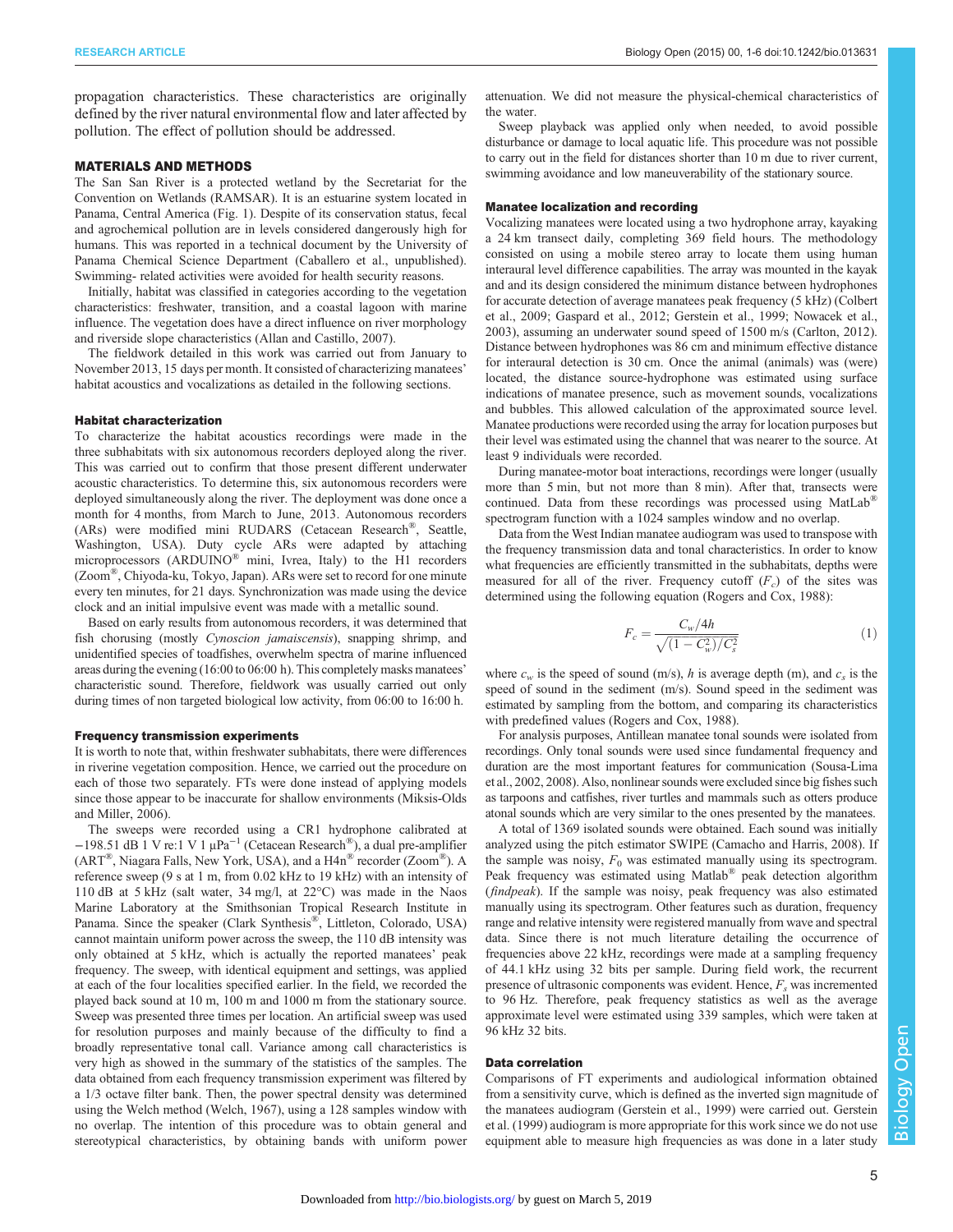propagation characteristics. These characteristics are originally defined by the river natural environmental flow and later affected by pollution. The effect of pollution should be addressed.

## MATERIALS AND METHODS

The San San River is a protected wetland by the Secretariat for the Convention on Wetlands (RAMSAR). It is an estuarine system located in Panama, Central America (Fig. 1). Despite of its conservation status, fecal and agrochemical pollution are in levels considered dangerously high for humans. This was reported in a technical document by the University of Panama Chemical Science Department (Caballero et al., unpublished). Swimming- related activities were avoided for health security reasons.

Initially, habitat was classified in categories according to the vegetation characteristics: freshwater, transition, and a coastal lagoon with marine influence. The vegetation does have a direct influence on river morphology and riverside slope characteristics (Allan and Castillo, 2007).

The fieldwork detailed in this work was carried out from January to November 2013, 15 days per month. It consisted of characterizing manatees' habitat acoustics and vocalizations as detailed in the following sections.

### Habitat characterization

To characterize the habitat acoustics recordings were made in the three subhabitats with six autonomous recorders deployed along the river. This was carried out to confirm that those present different underwater acoustic characteristics. To determine this, six autonomous recorders were deployed simultaneously along the river. The deployment was done once a month for 4 months, from March to June, 2013. Autonomous recorders (ARs) were modified mini RUDARS (Cetacean Research®, Seattle, Washington, USA). Duty cycle ARs were adapted by attaching microprocessors (ARDUINO® mini, Ivrea, Italy) to the H1 recorders (Zoom®, Chiyoda-ku, Tokyo, Japan). ARs were set to record for one minute every ten minutes, for 21 days. Synchronization was made using the device clock and an initial impulsive event was made with a metallic sound.

Based on early results from autonomous recorders, it was determined that fish chorusing (mostly *Cynoscion jamaicensis*), snapping shrimp, and unidentified species of toadfishes, overwhelm spectra of marine influenced areas during the evening (16:00 to 06:00 h). This completely masks manatees' characteristic sound. Therefore, fieldwork was usually carried out only during times of non targeted biological low activity, from 06:00 to 16:00 h.

### Frequency transmission experiments

It is worth to note that, within freshwater subhabitats, there were differences in riverine vegetation composition. Hence, we carried out the procedure on each of those two separately. FTs were done instead of applying models since those appear to be inaccurate for shallow environments (Miksis-Olds and Miller, 2006).

The sweeps were recorded using a CR1 hydrophone calibrated at −198.51 dB 1 V re:1 V 1 $\mu Pa^{-1}$ (Cetacean Research®), a dual pre-amplifier (ART®, Niagara Falls, New York, USA), and a H4n® recorder (Zoom®). A reference sweep (9 s at 1 m, from 0.02 kHz to 19 kHz) with an intensity of 110 dB at 5 kHz (salt water, 34 mg/l, at 22°C) was made in the Naos Marine Laboratory at the Smithsonian Tropical Research Institute in Panama. Since the speaker (Clark Synthesis®, Littleton, Colorado, USA) cannot maintain uniform power across the sweep, the 110 dB intensity was only obtained at 5 kHz, which is actually the reported manatees' peak frequency. The sweep, with identical equipment and settings, was applied at each of the four localities specified earlier. In the field, we recorded the played back sound at 10 m, 100 m and 1000 m from the stationary source. Sweep was presented three times per location. An artificial sweep was used for resolution purposes and mainly because of the difficulty to find a broadly representative tonal call. Variance among call characteristics is very high as showed in the summary of the statistics of the samples. The data obtained from each frequency transmission experiment was filtered by a 1/3 octave filter bank. Then, the power spectral density was determined using the Welch method (Welch, 1967), using a 128 samples window with no overlap. The intention of this procedure was to obtain general and stereotypical characteristics, by obtaining bands with uniform power attenuation. We did not measure the physical-chemical characteristics of the water.

Sweep playback was applied only when needed, to avoid possible disturbance or damage to local aquatic life. This procedure was not possible to carry out in the field for distances shorter than 10 m due to river current, swimming avoidance and low maneuverability of the stationary source.

### Manatee localization and recording

Vocalizing manatees were located using a two hydrophone array, kayaking a 24 km transect daily, completing 369 field hours. The methodology consisted on using a mobile stereo array to locate them using human interaural level difference capabilities. The array was mounted in the kayak and its design considered the minimum distance between hydrophones for accurate detection of average manatees peak frequency (5 kHz) (Colbert et al., 2009; Gaspard et al., 2012; Gerstein et al., 1999; Nowacek et al., 2003), assuming an underwater sound speed of 1500 m/s (Carlton, 2012). Distance between hydrophones was 86 cm and minimum effective distance for interaural detection is 30 cm. Once the animal (animals) was (were) located, the distance source-hydrophone was estimated using surface indications of manatee presence, such as movement sounds, vocalizations and bubbles. This allowed calculation of the approximated source level. Manatee productions were recorded using the array for location purposes but their level was estimated using the channel that was nearer to the source. At least 9 individuals were recorded.

During manatee-motor boat interactions, recordings were longer (usually more than 5 min, but not more than 8 min). After that, transects were continued. Data from these recordings was processed using MatLab® spectrogram function with a 1024 samples window and no overlap.

Data from the West Indian manatee audiogram was used to transpose with the frequency transmission data and tonal characteristics. In order to know what frequencies are efficiently transmitted in the subhabitats, depths were measured for all of the river. Frequency cutoff ($F_c$) of the sites was determined using the following equation (Rogers and Cox, 1988):

$$F_c = \frac{C_w/4h}{\sqrt{(1 - C_w^2)/C_s^2}} \quad (1)$$

where $c_w$ is the speed of sound (m/s), $h$ is average depth (m), and $c_s$ is the speed of sound in the sediment (m/s). Sound speed in the sediment was estimated by sampling from the bottom, and comparing its characteristics with predefined values (Rogers and Cox, 1988).

For analysis purposes, Antillean manatee tonal sounds were isolated from recordings. Only tonal sounds were used since fundamental frequency and duration are the most important features for communication (Sousa-Lima et al., 2002, 2008). Also, nonlinear sounds were excluded since big fishes such as tarpoons and catfishes, river turtles and mammals such as otters produce atonal sounds which are very similar to the ones presented by the manatees.

A total of 1369 isolated sounds were obtained. Each sound was initially analyzed using the pitch estimator SWIPE (Camacho and Harris, 2008). If the sample was noisy, $F_0$ was estimated manually using its spectrogram. Peak frequency was estimated using Matlab® peak detection algorithm (*findpeak*). If the sample was noisy, peak frequency was also estimated manually using its spectrogram. Other features such as duration, frequency range and relative intensity were registered manually from wave and spectral data. Since there is not much literature detailing the occurrence of frequencies above 22 kHz, recordings were made at a sampling frequency of 44.1 kHz using 32 bits per sample. During field work, the recurrent presence of ultrasonic components was evident. Hence, $F_s$ was incremented to 96 Hz. Therefore, peak frequency statistics as well as the average approximate level were estimated using 339 samples, which were taken at 96 kHz 32 bits.

### Data correlation

Comparisons of FT experiments and audiological information obtained from a sensitivity curve, which is defined as the inverted sign magnitude of the manatees audiogram (Gerstein et al., 1999) were carried out. Gerstein et al. (1999) audiogram is more appropriate for this work since we do not use equipment able to measure high frequencies as was done in a later study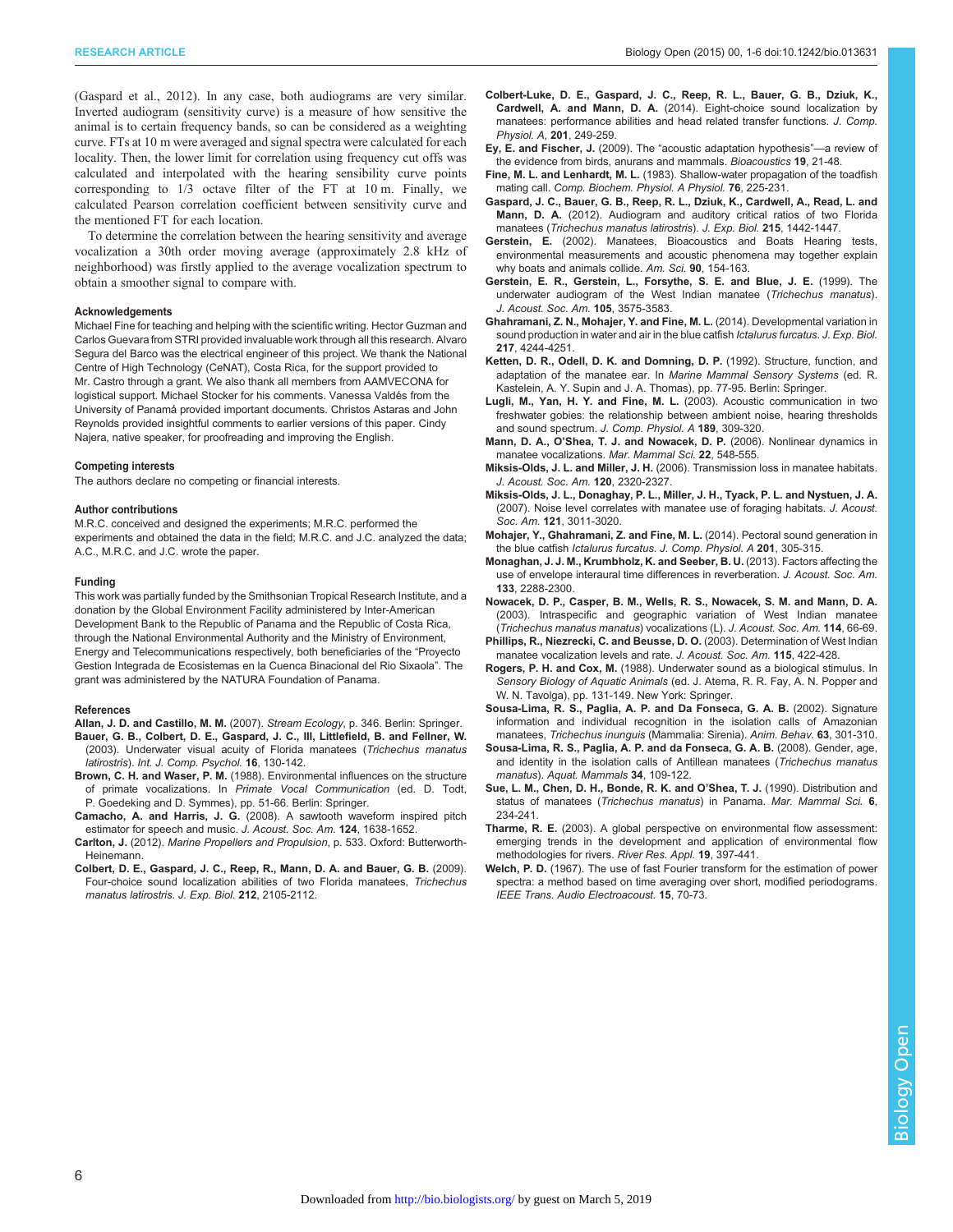(Gaspard et al., 2012). In any case, both audiograms are very similar. Inverted audiogram (sensitivity curve) is a measure of how sensitive the animal is to certain frequency bands, so can be considered as a weighting curve. FTs at 10 m were averaged and signal spectra were calculated for each locality. Then, the lower limit for correlation using frequency cut offs was calculated and interpolated with the hearing sensibility curve points corresponding to 1/3 octave filter of the FT at 10 m. Finally, we calculated Pearson correlation coefficient between sensitivity curve and the mentioned FT for each location.

To determine the correlation between the hearing sensitivity and average vocalization a 30th order moving average (approximately 2.8 kHz of neighborhood) was firstly applied to the average vocalization spectrum to obtain a smoother signal to compare with.

#### Acknowledgements

Michael Fine for teaching and helping with the scientific writing. Hector Guzman and Carlos Guevara from STRI provided invaluable work through all this research. Alvaro Segura del Barco was the electrical engineer of this project. We thank the National Centre of High Technology (CeNAT), Costa Rica, for the support provided to Mr. Castro through a grant. We also thank all members from AAMVECONA for logistical support. Michael Stocker for his comments. Vanessa Valdés from the University of Panamá provided important documents. Christos Astaras and John Reynolds provided insightful comments to earlier versions of this paper. Cindy Najera, native speaker, for proofreading and improving the English.

#### Competing interests

The authors declare no competing or financial interests.

#### Author contributions

M.R.C. conceived and designed the experiments; M.R.C. performed the experiments and obtained the data in the field; M.R.C. and J.C. analyzed the data; A.C., M.R.C. and J.C. wrote the paper.

#### Funding

This work was partially funded by the Smithsonian Tropical Research Institute, and a donation by the Global Environment Facility administered by Inter-American Development Bank to the Republic of Panama and the Republic of Costa Rica, through the National Environmental Authority and the Ministry of Environment, Energy and Telecommunications respectively, both beneficiaries of the "Proyecto Gestion Integrada de Ecosistemas en la Cuenca Binacional del Rio Sixaola". The grant was administered by the NATURA Foundation of Panama.

#### References

**Allan, J. D. and Castillo, M. M.** (2007). *Stream Ecology*, p. 346. Berlin: Springer.

**Bauer, G. B., Colbert, D. E., Gaspard, J. C., III, Littlefield, B. and Fellner, W.** (2003). Underwater visual acuity of Florida manatees (*Trichechus manatus latirostris*). *Int. J. Comp. Psychol.* **16**, 130-142.

**Brown, C. H. and Waser, P. M.** (1988). Environmental influences on the structure of primate vocalizations. In *Primate Vocal Communication* (ed. D. Todt, P. Goedeking and D. Symmes), pp. 51-66. Berlin: Springer.

**Camacho, A. and Harris, J. G.** (2008). A sawtooth waveform inspired pitch estimator for speech and music. *J. Acoust. Soc. Am.* **124**, 1638-1652.

**Carlton, J.** (2012). *Marine Propellers and Propulsion*, p. 533. Oxford: Butterworth-Heinemann.

**Colbert, D. E., Gaspard, J. C., Reep, R., Mann, D. A. and Bauer, G. B.** (2009). Four-choice sound localization abilities of two Florida manatees, *Trichechus manatus latirostris*. *J. Exp. Biol.* **212**, 2105-2112.

**Colbert-Luke, D. E., Gaspard, J. C., Reep, R. L., Bauer, G. B., Dziuk, K., Cardwell, A. and Mann, D. A.** (2014). Eight-choice sound localization by manatees: performance abilities and head related transfer functions. *J. Comp. Physiol. A*, **201**, 249-259.

**Ey, E. and Fischer, J.** (2009). The "acoustic adaptation hypothesis"—a review of the evidence from birds, anurans and mammals. *Bioacoustics* **19**, 21-48.

**Fine, M. L. and Lenhardt, M. L.** (1983). Shallow-water propagation of the toadfish mating call. *Comp. Biochem. Physiol. A Physiol.* **76**, 225-231.

**Gaspard, J. C., Bauer, G. B., Reep, R. L., Dziuk, K., Cardwell, A., Read, L. and Mann, D. A.** (2012). Audiogram and auditory critical ratios of two Florida manatees (*Trichechus manatus latirostris*). *J. Exp. Biol.* **215**, 1442-1447.

**Gerstein, E.** (2002). Manatees, Bioacoustics and Boats Hearing tests, environmental measurements and acoustic phenomena may together explain why boats and animals collide. *Am. Sci.* **90**, 154-163.

**Gerstein, E. R., Gerstein, L., Forsythe, S. E. and Blue, J. E.** (1999). The underwater audiogram of the West Indian manatee (*Trichechus manatus*). *J. Acoust. Soc. Am.* **105**, 3575-3583.

**Ghahramani, Z. N., Mohajer, Y. and Fine, M. L.** (2014). Developmental variation in sound production in water and air in the blue catfish *Ictalurus furcatus*. *J. Exp. Biol.* **217**, 4244-4251.

**Ketten, D. R., Odell, D. K. and Domning, D. P.** (1992). Structure, function, and adaptation of the manatee ear. In *Marine Mammal Sensory Systems* (ed. R. Kastelein, A. Y. Supin and J. A. Thomas), pp. 77-95. Berlin: Springer.

**Lugli, M., Yan, H. Y. and Fine, M. L.** (2003). Acoustic communication in two freshwater gobies: the relationship between ambient noise, hearing thresholds and sound spectrum. *J. Comp. Physiol. A* **189**, 309-320.

**Mann, D. A., O'Shea, T. J. and Nowacek, D. P.** (2006). Nonlinear dynamics in manatee vocalizations. *Mar. Mammal Sci.* **22**, 548-555.

**Miksis-Olds, J. L. and Miller, J. H.** (2006). Transmission loss in manatee habitats. *J. Acoust. Soc. Am.* **120**, 2320-2327.

**Miksis-Olds, J. L., Donaghay, P. L., Miller, J. H., Tyack, P. L. and Nystuen, J. A.** (2007). Noise level correlates with manatee use of foraging habitats. *J. Acoust. Soc. Am.* **121**, 3011-3020.

**Mohajer, Y., Ghahramani, Z. and Fine, M. L.** (2014). Pectoral sound generation in the blue catfish *Ictalurus furcatus*. *J. Comp. Physiol. A* **201**, 305-315.

**Monaghan, J. J. M., Krumbholz, K. and Seeber, B. U.** (2013). Factors affecting the use of envelope interaural time differences in reverberation. *J. Acoust. Soc. Am.* **133**, 2288-2300.

**Nowacek, D. P., Casper, B. M., Wells, R. S., Nowacek, S. M. and Mann, D. A.** (2003). Intraspecific and geographic variation of West Indian manatee (*Trichechus manatus manatus*) vocalizations (L). *J. Acoust. Soc. Am.* **114**, 66-69.

**Phillips, R., Niezrecki, C. and Beusse, D. O.** (2003). Determination of West Indian manatee vocalization levels and rate. *J. Acoust. Soc. Am.* **115**, 422-428.

**Rogers, P. H. and Cox, M.** (1988). Underwater sound as a biological stimulus. In *Sensory Biology of Aquatic Animals* (ed. J. Atema, R. R. Fay, A. N. Popper and W. N. Tavolga), pp. 131-149. New York: Springer.

**Sousa-Lima, R. S., Paglia, A. P. and Da Fonseca, G. A. B.** (2002). Signature information and individual recognition in the isolation calls of Amazonian manatees, *Trichechus inunguis* (Mammalia: Sirenia). *Anim. Behav.* **63**, 301-310.

**Sousa-Lima, R. S., Paglia, A. P. and da Fonseca, G. A. B.** (2008). Gender, age, and identity in the isolation calls of Antillean manatees (*Trichechus manatus manatus*). *Aquat. Mammals* **34**, 109-122.

**Sue, L. M., Chen, D. H., Bonde, R. K. and O'Shea, T. J.** (1990). Distribution and status of manatees (*Trichechus manatus*) in Panama. *Mar. Mammal Sci.* **6**, 234-241.

**Tharme, R. E.** (2003). A global perspective on environmental flow assessment: emerging trends in the development and application of environmental flow methodologies for rivers. *River Res. Appl.* **19**, 397-441.

**Welch, P. D.** (1967). The use of fast Fourier transform for the estimation of power spectra: a method based on time averaging over short, modified periodograms. *IEEE Trans. Audio Electroacoust.* **15**, 70-73.